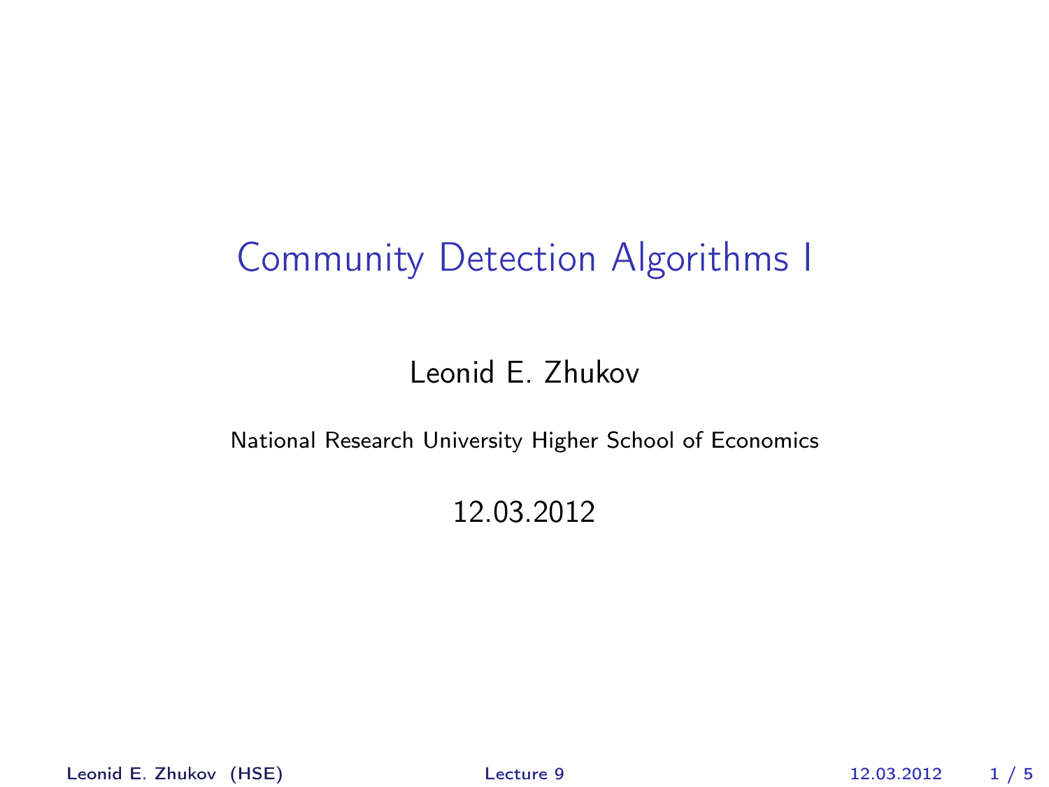# Community Detection Algorithms I

Leonid E. Zhukov

National Research University Higher School of Economics

12.03.2012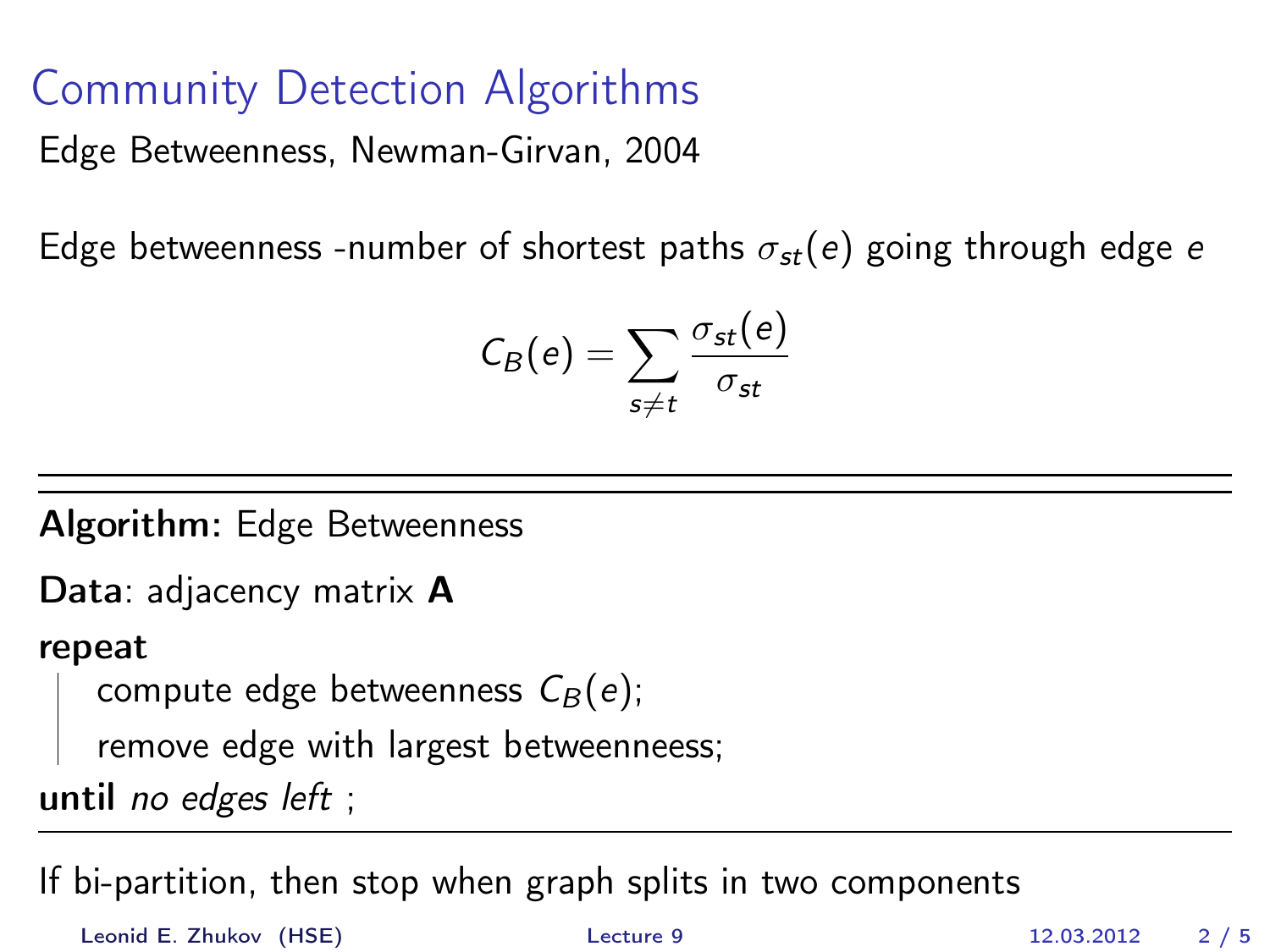# Community Detection Algorithms

Edge Betweenness, Newman-Girvan, 2004

Edge betweenness -number of shortest paths $\sigma_{st}(e)$ going through edge $e$

$$C_B(e) = \sum_{s \neq t} \frac{\sigma_{st}(e)}{\sigma_{st}}$$

---

**Algorithm:** Edge Betweenness

**Data**: adjacency matrix **A**

**repeat**

  compute edge betweenness $C_B(e)$;

  remove edge with largest betweenneess;

**until** *no edges left* ;

---

If bi-partition, then stop when graph splits in two components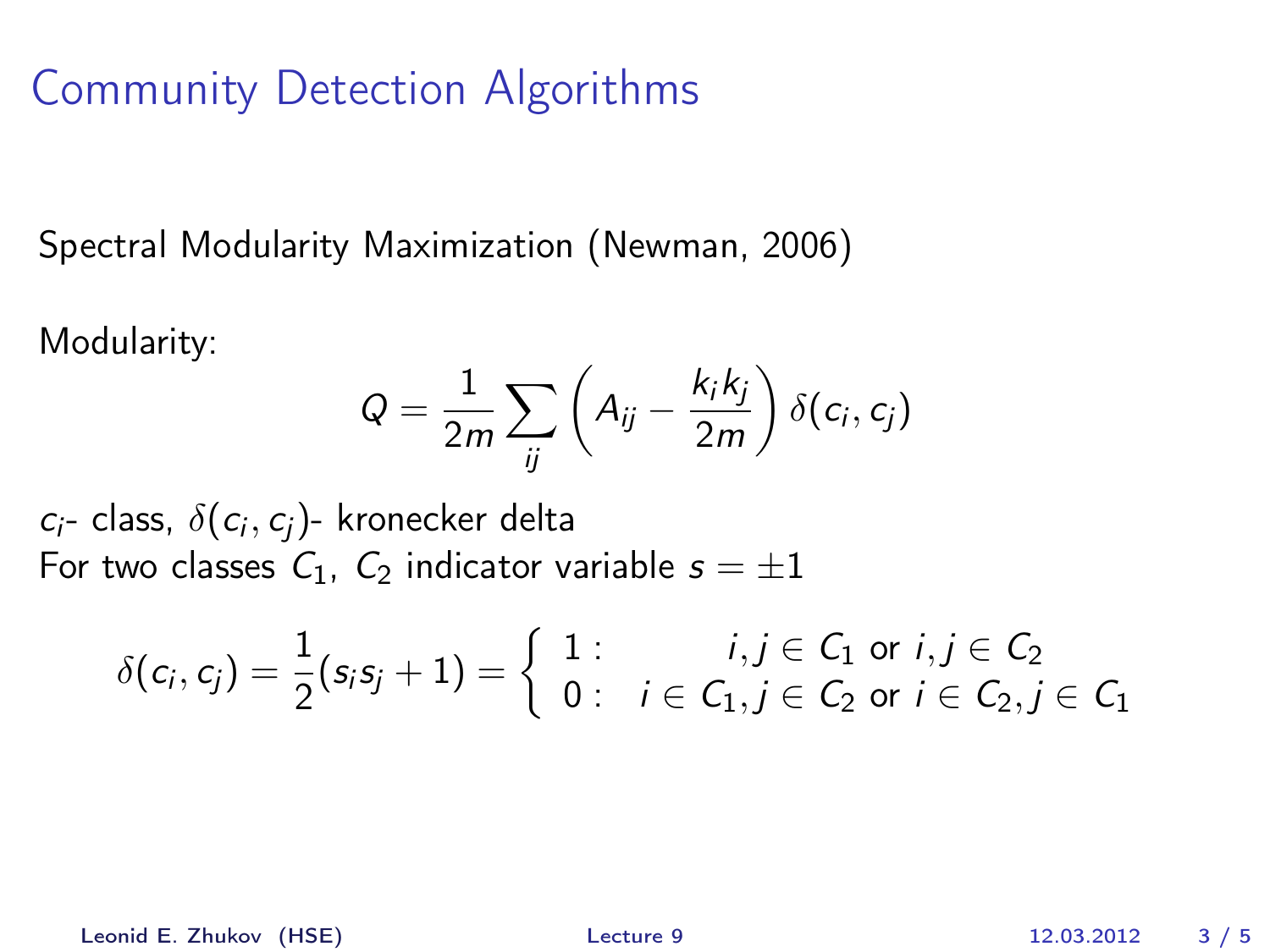# Community Detection Algorithms

Spectral Modularity Maximization (Newman, 2006)

Modularity:

$$Q = \frac{1}{2m} \sum_{ij} \left( A_{ij} - \frac{k_i k_j}{2m} \right) \delta(c_i, c_j)$$

$c_i$- class, $\delta(c_i, c_j)$- kronecker delta
For two classes $C_1$, $C_2$ indicator variable $s = \pm 1$

$$\delta(c_i, c_j) = \frac{1}{2}(s_i s_j + 1) = \begin{cases} 1 : & i, j \in C_1 \text{ or } i, j \in C_2 \\ 0 : & i \in C_1, j \in C_2 \text{ or } i \in C_2, j \in C_1 \end{cases}$$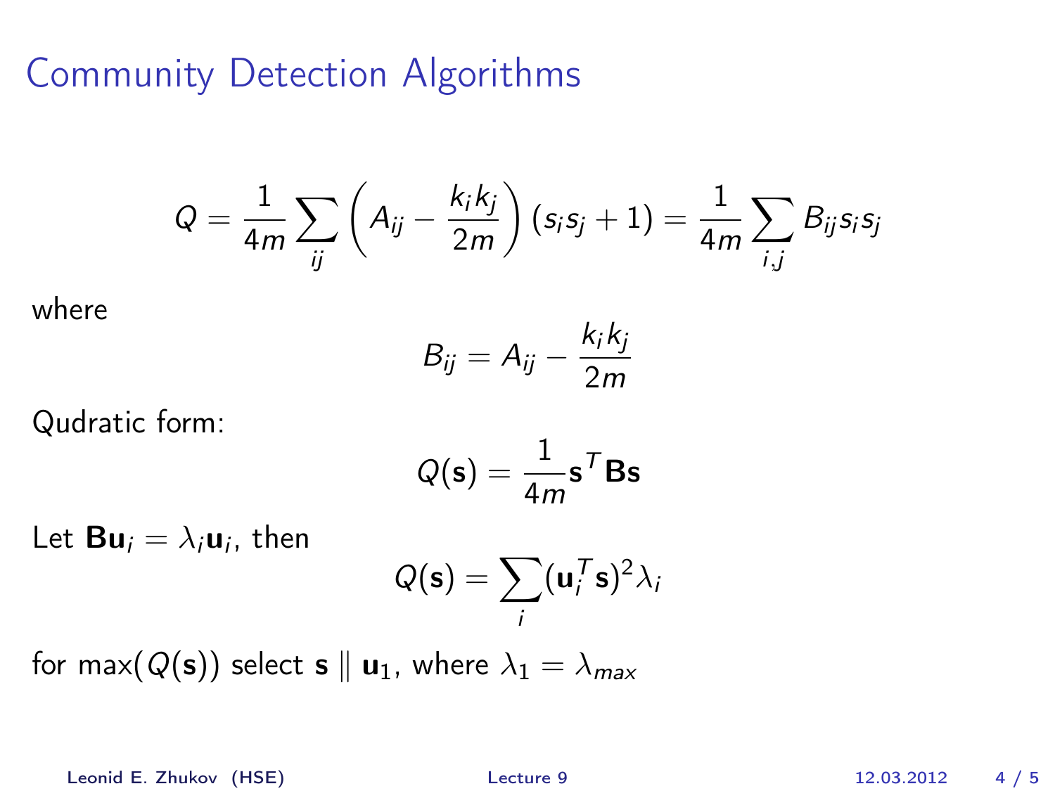# Community Detection Algorithms

$$Q = \frac{1}{4m} \sum_{ij} \left( A_{ij} - \frac{k_i k_j}{2m} \right) (s_i s_j + 1) = \frac{1}{4m} \sum_{i,j} B_{ij} s_i s_j$$

where

$$B_{ij} = A_{ij} - \frac{k_i k_j}{2m}$$

Qudratic form:

$$Q(\mathbf{s}) = \frac{1}{4m} \mathbf{s}^T \mathbf{B} \mathbf{s}$$

Let $\mathbf{B}\mathbf{u}_i = \lambda_i \mathbf{u}_i$, then

$$Q(\mathbf{s}) = \sum_i (\mathbf{u}_i^T \mathbf{s})^2 \lambda_i$$

for $\max(Q(\mathbf{s}))$ select $\mathbf{s} \parallel \mathbf{u}_1$, where $\lambda_1 = \lambda_{max}$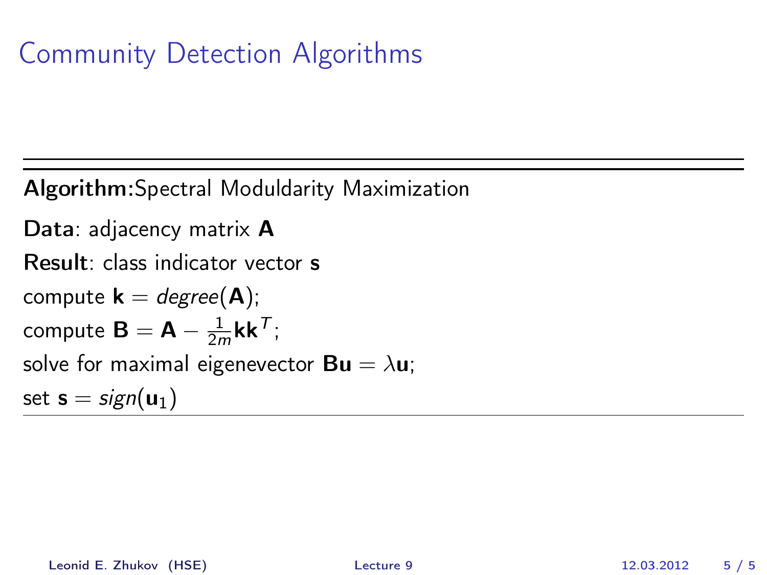# Community Detection Algorithms

---

**Algorithm:** Spectral Moduldarity Maximization

**Data**: adjacency matrix $\mathbf{A}$

**Result**: class indicator vector $\mathbf{s}$

compute $\mathbf{k} = degree(\mathbf{A})$;

compute $\mathbf{B} = \mathbf{A} - \frac{1}{2m}\mathbf{k}\mathbf{k}^T$;

solve for maximal eigenevector $\mathbf{Bu} = \lambda \mathbf{u}$;

set $\mathbf{s} = sign(\mathbf{u}_1)$

---